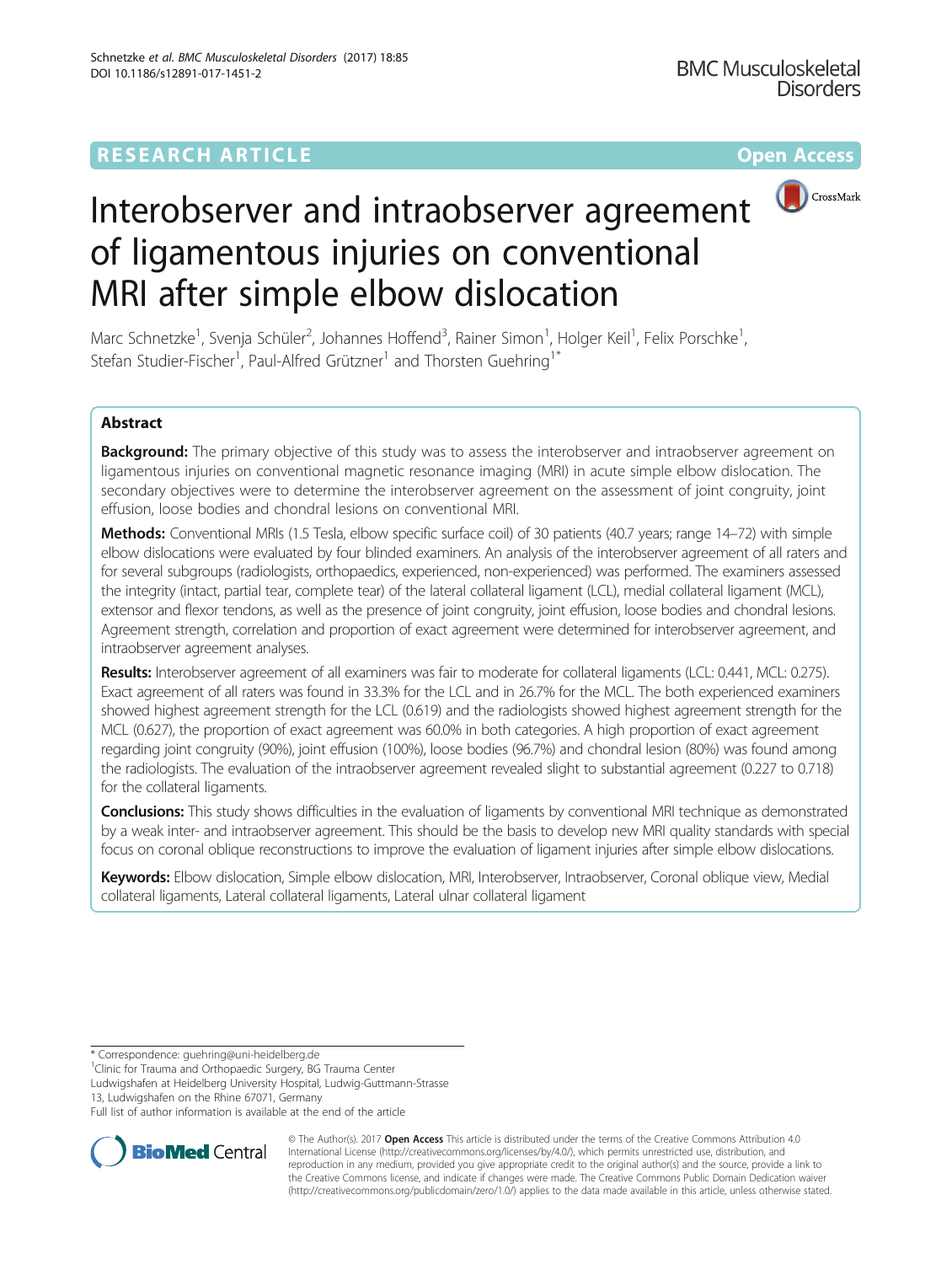RESEARCH ARTICLE

Open Access

# Interobserver and intraobserver agreement of ligamentous injuries on conventional MRI after simple elbow dislocation

Marc Schnetzke[1], Svenja Schüler[2], Johannes Hoffend[3], Rainer Simon[1], Holger Keil[1], Felix Porschke[1], Stefan Studier-Fischer[1], Paul-Alfred Grützner[1] and Thorsten Guehring[1*]

## Abstract

**Background:** The primary objective of this study was to assess the interobserver and intraobserver agreement on ligamentous injuries on conventional magnetic resonance imaging (MRI) in acute simple elbow dislocation. The secondary objectives were to determine the interobserver agreement on the assessment of joint congruity, joint effusion, loose bodies and chondral lesions on conventional MRI.

**Methods:** Conventional MRIs (1.5 Tesla, elbow specific surface coil) of 30 patients (40.7 years; range 14–72) with simple elbow dislocations were evaluated by four blinded examiners. An analysis of the interobserver agreement of all raters and for several subgroups (radiologists, orthopaedics, experienced, non-experienced) was performed. The examiners assessed the integrity (intact, partial tear, complete tear) of the lateral collateral ligament (LCL), medial collateral ligament (MCL), extensor and flexor tendons, as well as the presence of joint congruity, joint effusion, loose bodies and chondral lesions. Agreement strength, correlation and proportion of exact agreement were determined for interobserver agreement, and intraobserver agreement analyses.

**Results:** Interobserver agreement of all examiners was fair to moderate for collateral ligaments (LCL: 0.441, MCL: 0.275). Exact agreement of all raters was found in 33.3% for the LCL and in 26.7% for the MCL. The both experienced examiners showed highest agreement strength for the LCL (0.619) and the radiologists showed highest agreement strength for the MCL (0.627), the proportion of exact agreement was 60.0% in both categories. A high proportion of exact agreement regarding joint congruity (90%), joint effusion (100%), loose bodies (96.7%) and chondral lesion (80%) was found among the radiologists. The evaluation of the intraobserver agreement revealed slight to substantial agreement (0.227 to 0.718) for the collateral ligaments.

**Conclusions:** This study shows difficulties in the evaluation of ligaments by conventional MRI technique as demonstrated by a weak inter- and intraobserver agreement. This should be the basis to develop new MRI quality standards with special focus on coronal oblique reconstructions to improve the evaluation of ligament injuries after simple elbow dislocations.

**Keywords:** Elbow dislocation, Simple elbow dislocation, MRI, Interobserver, Intraobserver, Coronal oblique view, Medial collateral ligaments, Lateral collateral ligaments, Lateral ulnar collateral ligament

---

* Correspondence: guehring@uni-heidelberg.de
[1] Clinic for Trauma and Orthopaedic Surgery, BG Trauma Center Ludwigshafen at Heidelberg University Hospital, Ludwig-Guttmann-Strasse 13, Ludwigshafen on the Rhine 67071, Germany
Full list of author information is available at the end of the article

© The Author(s). 2017 **Open Access** This article is distributed under the terms of the Creative Commons Attribution 4.0 International License (http://creativecommons.org/licenses/by/4.0/), which permits unrestricted use, distribution, and reproduction in any medium, provided you give appropriate credit to the original author(s) and the source, provide a link to the Creative Commons license, and indicate if changes were made. The Creative Commons Public Domain Dedication waiver (http://creativecommons.org/publicdomain/zero/1.0/) applies to the data made available in this article, unless otherwise stated.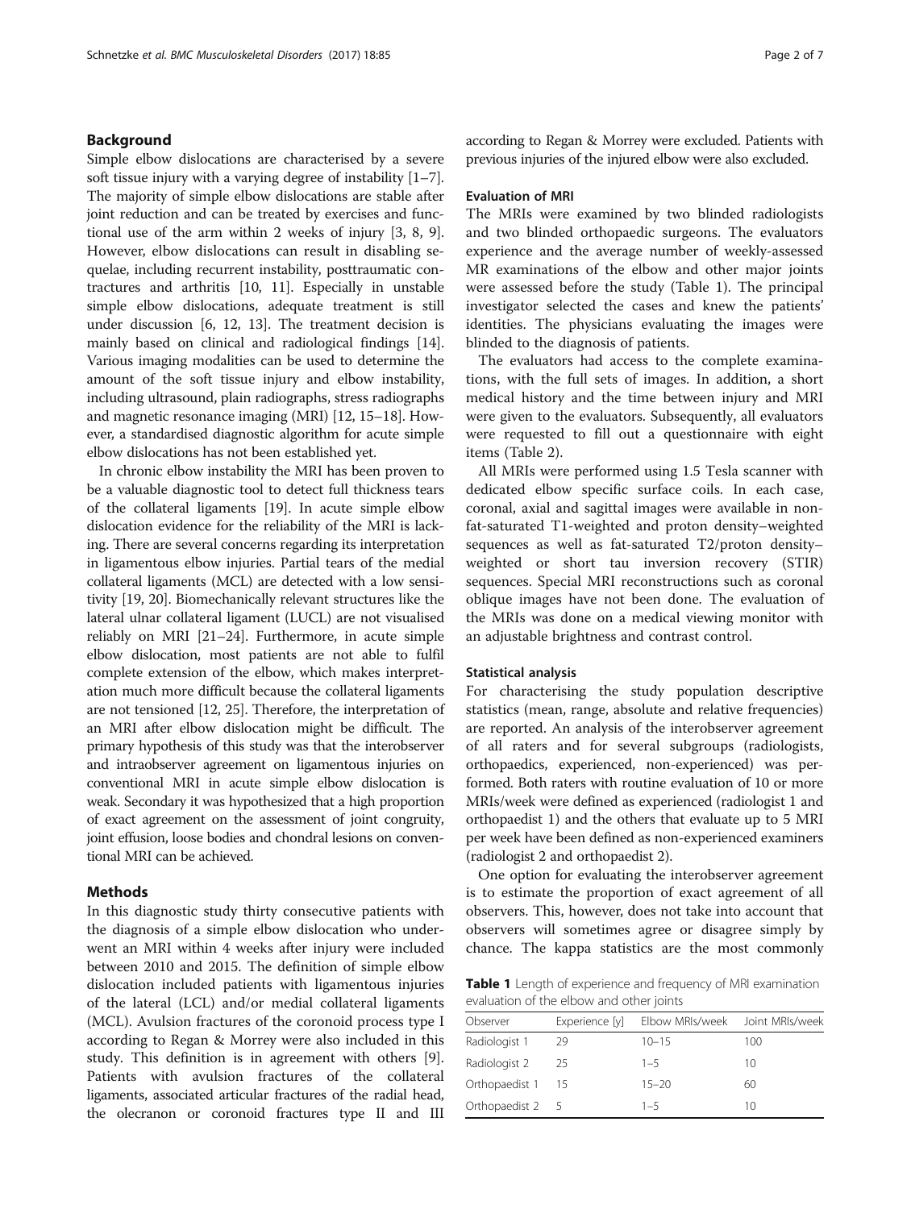## Background

Simple elbow dislocations are characterised by a severe soft tissue injury with a varying degree of instability [1–7]. The majority of simple elbow dislocations are stable after joint reduction and can be treated by exercises and functional use of the arm within 2 weeks of injury [3, 8, 9]. However, elbow dislocations can result in disabling sequelae, including recurrent instability, posttraumatic contractures and arthritis [10, 11]. Especially in unstable simple elbow dislocations, adequate treatment is still under discussion [6, 12, 13]. The treatment decision is mainly based on clinical and radiological findings [14]. Various imaging modalities can be used to determine the amount of the soft tissue injury and elbow instability, including ultrasound, plain radiographs, stress radiographs and magnetic resonance imaging (MRI) [12, 15–18]. However, a standardised diagnostic algorithm for acute simple elbow dislocations has not been established yet.

In chronic elbow instability the MRI has been proven to be a valuable diagnostic tool to detect full thickness tears of the collateral ligaments [19]. In acute simple elbow dislocation evidence for the reliability of the MRI is lacking. There are several concerns regarding its interpretation in ligamentous elbow injuries. Partial tears of the medial collateral ligaments (MCL) are detected with a low sensitivity [19, 20]. Biomechanically relevant structures like the lateral ulnar collateral ligament (LUCL) are not visualised reliably on MRI [21–24]. Furthermore, in acute simple elbow dislocation, most patients are not able to fulfil complete extension of the elbow, which makes interpretation much more difficult because the collateral ligaments are not tensioned [12, 25]. Therefore, the interpretation of an MRI after elbow dislocation might be difficult. The primary hypothesis of this study was that the interobserver and intraobserver agreement on ligamentous injuries on conventional MRI in acute simple elbow dislocation is weak. Secondary it was hypothesized that a high proportion of exact agreement on the assessment of joint congruity, joint effusion, loose bodies and chondral lesions on conventional MRI can be achieved.

## Methods

In this diagnostic study thirty consecutive patients with the diagnosis of a simple elbow dislocation who underwent an MRI within 4 weeks after injury were included between 2010 and 2015. The definition of simple elbow dislocation included patients with ligamentous injuries of the lateral (LCL) and/or medial collateral ligaments (MCL). Avulsion fractures of the coronoid process type I according to Regan & Morrey were also included in this study. This definition is in agreement with others [9]. Patients with avulsion fractures of the collateral ligaments, associated articular fractures of the radial head, the olecranon or coronoid fractures type II and III according to Regan & Morrey were excluded. Patients with previous injuries of the injured elbow were also excluded.

### Evaluation of MRI

The MRIs were examined by two blinded radiologists and two blinded orthopaedic surgeons. The evaluators experience and the average number of weekly-assessed MR examinations of the elbow and other major joints were assessed before the study (Table 1). The principal investigator selected the cases and knew the patients' identities. The physicians evaluating the images were blinded to the diagnosis of patients.

The evaluators had access to the complete examinations, with the full sets of images. In addition, a short medical history and the time between injury and MRI were given to the evaluators. Subsequently, all evaluators were requested to fill out a questionnaire with eight items (Table 2).

All MRIs were performed using 1.5 Tesla scanner with dedicated elbow specific surface coils. In each case, coronal, axial and sagittal images were available in non-fat-saturated T1-weighted and proton density–weighted sequences as well as fat-saturated T2/proton density–weighted or short tau inversion recovery (STIR) sequences. Special MRI reconstructions such as coronal oblique images have not been done. The evaluation of the MRIs was done on a medical viewing monitor with an adjustable brightness and contrast control.

### Statistical analysis

For characterising the study population descriptive statistics (mean, range, absolute and relative frequencies) are reported. An analysis of the interobserver agreement of all raters and for several subgroups (radiologists, orthopaedics, experienced, non-experienced) was performed. Both raters with routine evaluation of 10 or more MRIs/week were defined as experienced (radiologist 1 and orthopaedist 1) and the others that evaluate up to 5 MRI per week have been defined as non-experienced examiners (radiologist 2 and orthopaedist 2).

One option for evaluating the interobserver agreement is to estimate the proportion of exact agreement of all observers. This, however, does not take into account that observers will sometimes agree or disagree simply by chance. The kappa statistics are the most commonly

**Table 1** Length of experience and frequency of MRI examination evaluation of the elbow and other joints

| Observer | Experience [y] | Elbow MRIs/week | Joint MRIs/week |
|---|---|---|---|
| Radiologist 1 | 29 | 10–15 | 100 |
| Radiologist 2 | 25 | 1–5 | 10 |
| Orthopaedist 1 | 15 | 15–20 | 60 |
| Orthopaedist 2 | 5 | 1–5 | 10 |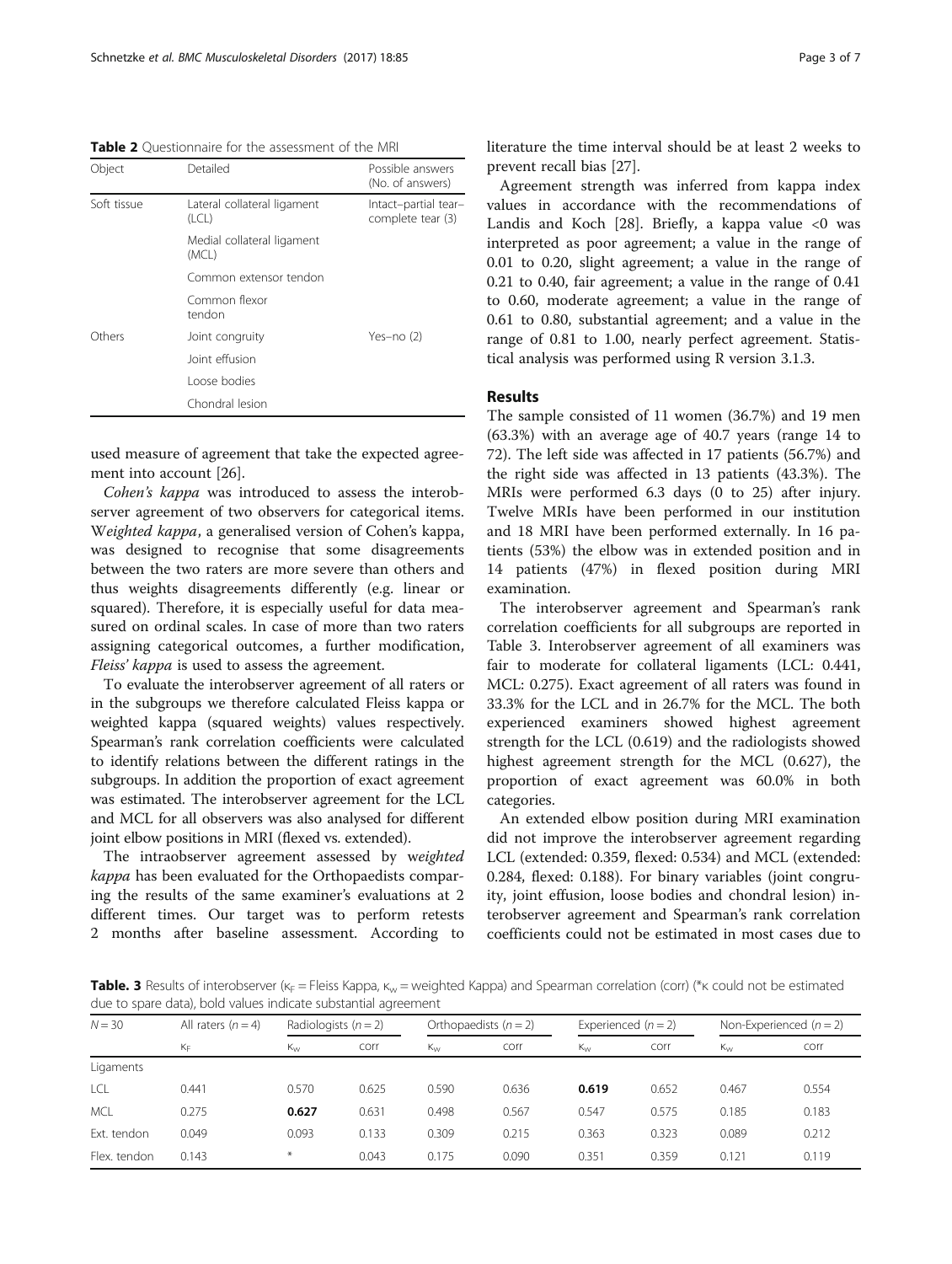**Table 2** Questionnaire for the assessment of the MRI

| Object | Detailed | Possible answers (No. of answers) |
|---|---|---|
| Soft tissue | Lateral collateral ligament (LCL) | Intact–partial tear–complete tear (3) |
| | Medial collateral ligament (MCL) | |
| | Common extensor tendon | |
| | Common flexor tendon | |
| Others | Joint congruity | Yes–no (2) |
| | Joint effusion | |
| | Loose bodies | |
| | Chondral lesion | |

used measure of agreement that take the expected agreement into account [26].

*Cohen's kappa* was introduced to assess the interobserver agreement of two observers for categorical items. W*eighted kappa*, a generalised version of Cohen's kappa, was designed to recognise that some disagreements between the two raters are more severe than others and thus weights disagreements differently (e.g. linear or squared). Therefore, it is especially useful for data measured on ordinal scales. In case of more than two raters assigning categorical outcomes, a further modification, *Fleiss' kappa* is used to assess the agreement.

To evaluate the interobserver agreement of all raters or in the subgroups we therefore calculated Fleiss kappa or weighted kappa (squared weights) values respectively. Spearman's rank correlation coefficients were calculated to identify relations between the different ratings in the subgroups. In addition the proportion of exact agreement was estimated. The interobserver agreement for the LCL and MCL for all observers was also analysed for different joint elbow positions in MRI (flexed vs. extended).

The intraobserver agreement assessed by w*eighted kappa* has been evaluated for the Orthopaedists comparing the results of the same examiner's evaluations at 2 different times. Our target was to perform retests 2 months after baseline assessment. According to literature the time interval should be at least 2 weeks to prevent recall bias [27].

Agreement strength was inferred from kappa index values in accordance with the recommendations of Landis and Koch [28]. Briefly, a kappa value <0 was interpreted as poor agreement; a value in the range of 0.01 to 0.20, slight agreement; a value in the range of 0.21 to 0.40, fair agreement; a value in the range of 0.41 to 0.60, moderate agreement; a value in the range of 0.61 to 0.80, substantial agreement; and a value in the range of 0.81 to 1.00, nearly perfect agreement. Statistical analysis was performed using R version 3.1.3.

## Results

The sample consisted of 11 women (36.7%) and 19 men (63.3%) with an average age of 40.7 years (range 14 to 72). The left side was affected in 17 patients (56.7%) and the right side was affected in 13 patients (43.3%). The MRIs were performed 6.3 days (0 to 25) after injury. Twelve MRIs have been performed in our institution and 18 MRI have been performed externally. In 16 patients (53%) the elbow was in extended position and in 14 patients (47%) in flexed position during MRI examination.

The interobserver agreement and Spearman's rank correlation coefficients for all subgroups are reported in Table 3. Interobserver agreement of all examiners was fair to moderate for collateral ligaments (LCL: 0.441, MCL: 0.275). Exact agreement of all raters was found in 33.3% for the LCL and in 26.7% for the MCL. The both experienced examiners showed highest agreement strength for the LCL (0.619) and the radiologists showed highest agreement strength for the MCL (0.627), the proportion of exact agreement was 60.0% in both categories.

An extended elbow position during MRI examination did not improve the interobserver agreement regarding LCL (extended: 0.359, flexed: 0.534) and MCL (extended: 0.284, flexed: 0.188). For binary variables (joint congruity, joint effusion, loose bodies and chondral lesion) interobserver agreement and Spearman's rank correlation coefficients could not be estimated in most cases due to

**Table. 3** Results of interobserver ($\kappa_F$ = Fleiss Kappa, $\kappa_w$ = weighted Kappa) and Spearman correlation (corr) (*κ could not be estimated due to spare data), bold values indicate substantial agreement

| $N = 30$ | All raters ($n = 4$) | Radiologists ($n = 2$) | | Orthopaedists ($n = 2$) | | Experienced ($n = 2$) | | Non-Experienced ($n = 2$) | |
|---|---|---|---|---|---|---|---|---|---|
| | $\kappa_F$ | $\kappa_w$ | corr | $\kappa_w$ | corr | $\kappa_w$ | corr | $\kappa_w$ | corr |
| Ligaments | | | | | | | | | |
| LCL | 0.441 | 0.570 | 0.625 | 0.590 | 0.636 | **0.619** | 0.652 | 0.467 | 0.554 |
| MCL | 0.275 | **0.627** | 0.631 | 0.498 | 0.567 | 0.547 | 0.575 | 0.185 | 0.183 |
| Ext. tendon | 0.049 | 0.093 | 0.133 | 0.309 | 0.215 | 0.363 | 0.323 | 0.089 | 0.212 |
| Flex. tendon | 0.143 | * | 0.043 | 0.175 | 0.090 | 0.351 | 0.359 | 0.121 | 0.119 |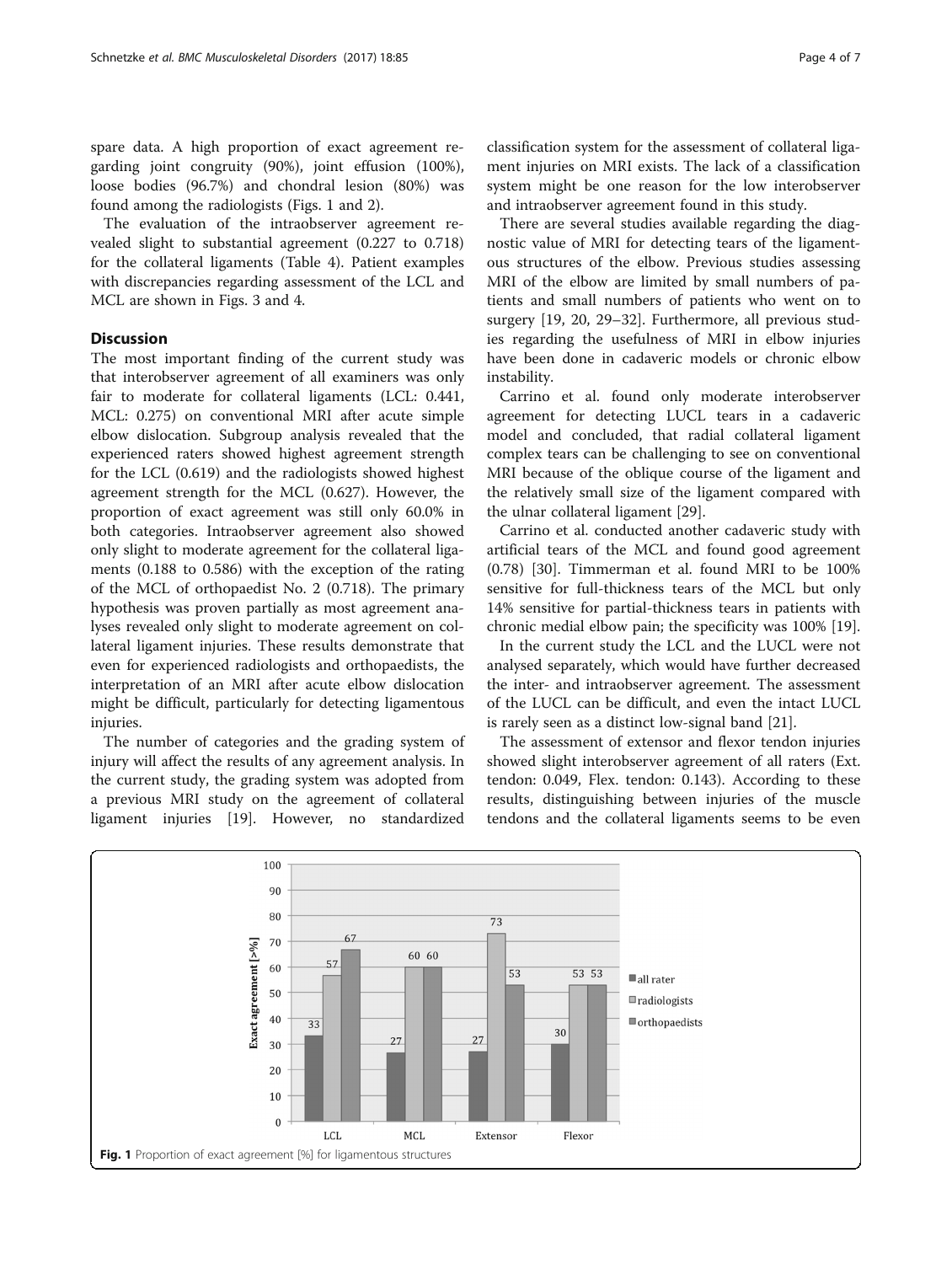spare data. A high proportion of exact agreement regarding joint congruity (90%), joint effusion (100%), loose bodies (96.7%) and chondral lesion (80%) was found among the radiologists (Figs. 1 and 2).

The evaluation of the intraobserver agreement revealed slight to substantial agreement (0.227 to 0.718) for the collateral ligaments (Table 4). Patient examples with discrepancies regarding assessment of the LCL and MCL are shown in Figs. 3 and 4.

## Discussion

The most important finding of the current study was that interobserver agreement of all examiners was only fair to moderate for collateral ligaments (LCL: 0.441, MCL: 0.275) on conventional MRI after acute simple elbow dislocation. Subgroup analysis revealed that the experienced raters showed highest agreement strength for the LCL (0.619) and the radiologists showed highest agreement strength for the MCL (0.627). However, the proportion of exact agreement was still only 60.0% in both categories. Intraobserver agreement also showed only slight to moderate agreement for the collateral ligaments (0.188 to 0.586) with the exception of the rating of the MCL of orthopaedist No. 2 (0.718). The primary hypothesis was proven partially as most agreement analyses revealed only slight to moderate agreement on collateral ligament injuries. These results demonstrate that even for experienced radiologists and orthopaedists, the interpretation of an MRI after acute elbow dislocation might be difficult, particularly for detecting ligamentous injuries.

The number of categories and the grading system of injury will affect the results of any agreement analysis. In the current study, the grading system was adopted from a previous MRI study on the agreement of collateral ligament injuries [19]. However, no standardized classification system for the assessment of collateral ligament injuries on MRI exists. The lack of a classification system might be one reason for the low interobserver and intraobserver agreement found in this study.

There are several studies available regarding the diagnostic value of MRI for detecting tears of the ligamentous structures of the elbow. Previous studies assessing MRI of the elbow are limited by small numbers of patients and small numbers of patients who went on to surgery [19, 20, 29–32]. Furthermore, all previous studies regarding the usefulness of MRI in elbow injuries have been done in cadaveric models or chronic elbow instability.

Carrino et al. found only moderate interobserver agreement for detecting LUCL tears in a cadaveric model and concluded, that radial collateral ligament complex tears can be challenging to see on conventional MRI because of the oblique course of the ligament and the relatively small size of the ligament compared with the ulnar collateral ligament [29].

Carrino et al. conducted another cadaveric study with artificial tears of the MCL and found good agreement (0.78) [30]. Timmerman et al. found MRI to be 100% sensitive for full-thickness tears of the MCL but only 14% sensitive for partial-thickness tears in patients with chronic medial elbow pain; the specificity was 100% [19].

In the current study the LCL and the LUCL were not analysed separately, which would have further decreased the inter- and intraobserver agreement. The assessment of the LUCL can be difficult, and even the intact LUCL is rarely seen as a distinct low-signal band [21].

The assessment of extensor and flexor tendon injuries showed slight interobserver agreement of all raters (Ext. tendon: 0.049, Flex. tendon: 0.143). According to these results, distinguishing between injuries of the muscle tendons and the collateral ligaments seems to be even

| Structure | all rater | radiologists | orthopaedists |
|---|---|---|---|
| LCL | 33 | 57 | 67 |
| MCL | 27 | 60 | 60 |
| Extensor | 27 | 73 | 53 |
| Flexor | 30 | 53 | 53 |

**Fig. 1** Proportion of exact agreement [%] for ligamentous structures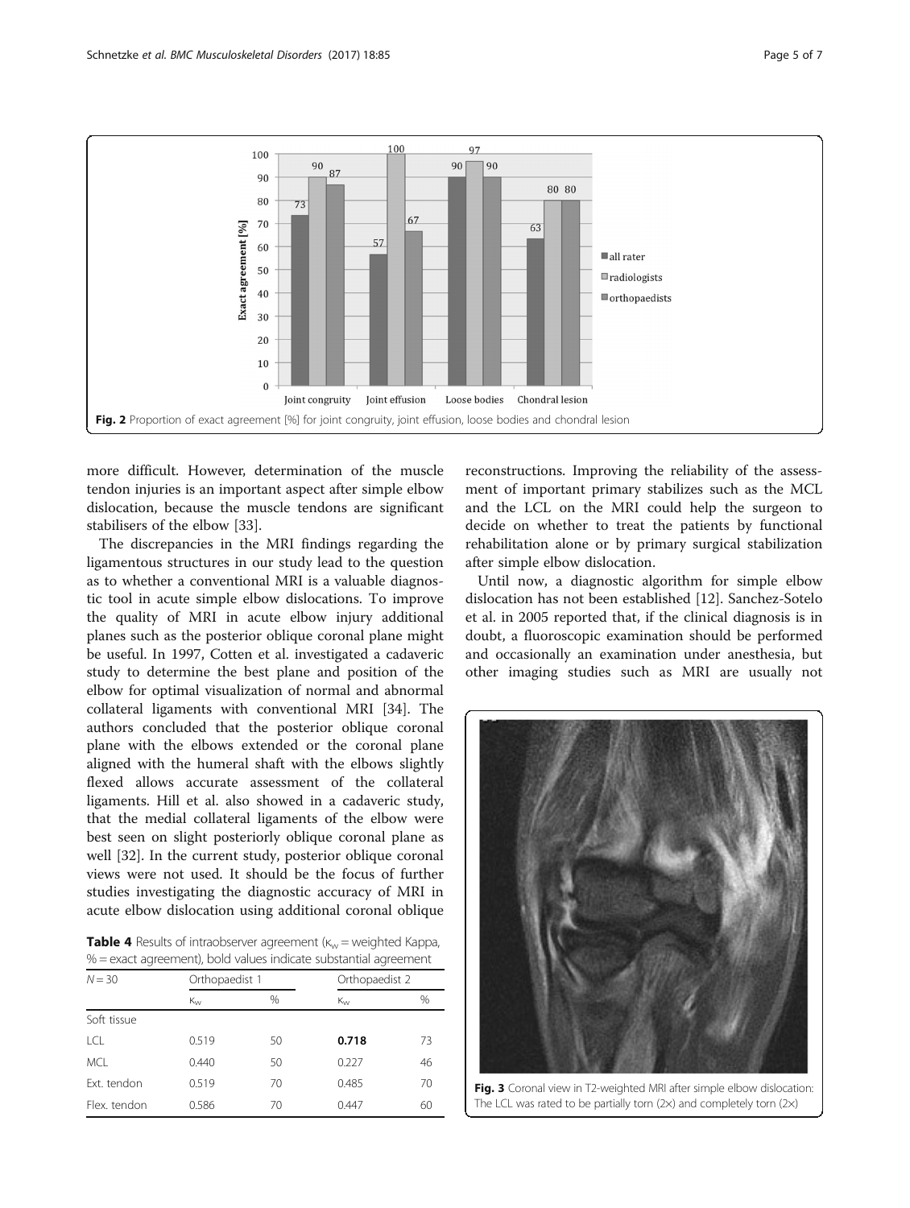Fig. 2 Proportion of exact agreement [%] for joint congruity, joint effusion, loose bodies and chondral lesion

more difficult. However, determination of the muscle tendon injuries is an important aspect after simple elbow dislocation, because the muscle tendons are significant stabilisers of the elbow [33].

The discrepancies in the MRI findings regarding the ligamentous structures in our study lead to the question as to whether a conventional MRI is a valuable diagnostic tool in acute simple elbow dislocations. To improve the quality of MRI in acute elbow injury additional planes such as the posterior oblique coronal plane might be useful. In 1997, Cotten et al. investigated a cadaveric study to determine the best plane and position of the elbow for optimal visualization of normal and abnormal collateral ligaments with conventional MRI [34]. The authors concluded that the posterior oblique coronal plane with the elbows extended or the coronal plane aligned with the humeral shaft with the elbows slightly flexed allows accurate assessment of the collateral ligaments. Hill et al. also showed in a cadaveric study, that the medial collateral ligaments of the elbow were best seen on slight posteriorly oblique coronal plane as well [32]. In the current study, posterior oblique coronal views were not used. It should be the focus of further studies investigating the diagnostic accuracy of MRI in acute elbow dislocation using additional coronal oblique reconstructions. Improving the reliability of the assessment of important primary stabilizes such as the MCL and the LCL on the MRI could help the surgeon to decide on whether to treat the patients by functional rehabilitation alone or by primary surgical stabilization after simple elbow dislocation.

Until now, a diagnostic algorithm for simple elbow dislocation has not been established [12]. Sanchez-Sotelo et al. in 2005 reported that, if the clinical diagnosis is in doubt, a fluoroscopic examination should be performed and occasionally an examination under anesthesia, but other imaging studies such as MRI are usually not

**Table 4** Results of intraobserver agreement ($\kappa_w$ = weighted Kappa, % = exact agreement), bold values indicate substantial agreement

| $N = 30$ | Orthopaedist 1 | | Orthopaedist 2 | |
|---|---|---|---|---|
| | $\kappa_w$ | % | $\kappa_w$ | % |
| Soft tissue | | | | |
| LCL | 0.519 | 50 | **0.718** | 73 |
| MCL | 0.440 | 50 | 0.227 | 46 |
| Ext. tendon | 0.519 | 70 | 0.485 | 70 |
| Flex. tendon | 0.586 | 70 | 0.447 | 60 |

Fig. 3 Coronal view in T2-weighted MRI after simple elbow dislocation: The LCL was rated to be partially torn (2×) and completely torn (2×)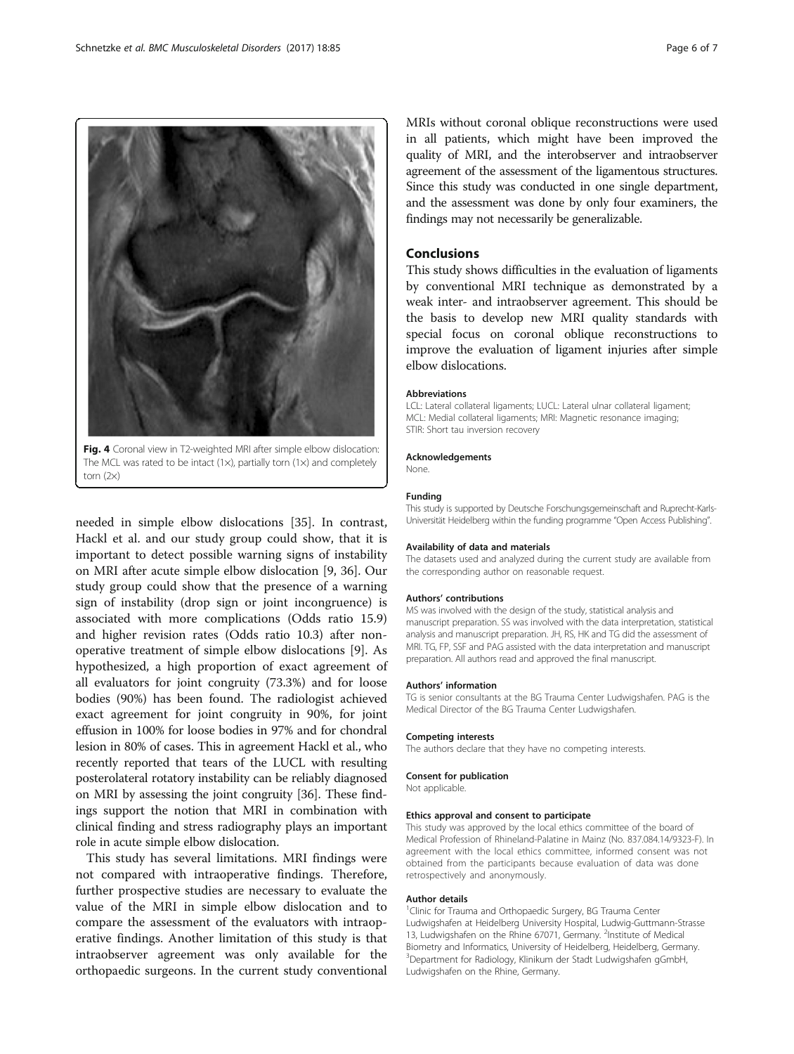Fig. 4 Coronal view in T2-weighted MRI after simple elbow dislocation: The MCL was rated to be intact (1×), partially torn (1×) and completely torn (2×)

needed in simple elbow dislocations [35]. In contrast, Hackl et al. and our study group could show, that it is important to detect possible warning signs of instability on MRI after acute simple elbow dislocation [9, 36]. Our study group could show that the presence of a warning sign of instability (drop sign or joint incongruence) is associated with more complications (Odds ratio 15.9) and higher revision rates (Odds ratio 10.3) after non-operative treatment of simple elbow dislocations [9]. As hypothesized, a high proportion of exact agreement of all evaluators for joint congruity (73.3%) and for loose bodies (90%) has been found. The radiologist achieved exact agreement for joint congruity in 90%, for joint effusion in 100% for loose bodies in 97% and for chondral lesion in 80% of cases. This in agreement Hackl et al., who recently reported that tears of the LUCL with resulting posterolateral rotatory instability can be reliably diagnosed on MRI by assessing the joint congruity [36]. These findings support the notion that MRI in combination with clinical finding and stress radiography plays an important role in acute simple elbow dislocation.

This study has several limitations. MRI findings were not compared with intraoperative findings. Therefore, further prospective studies are necessary to evaluate the value of the MRI in simple elbow dislocation and to compare the assessment of the evaluators with intraoperative findings. Another limitation of this study is that intraobserver agreement was only available for the orthopaedic surgeons. In the current study conventional MRIs without coronal oblique reconstructions were used in all patients, which might have been improved the quality of MRI, and the interobserver and intraobserver agreement of the assessment of the ligamentous structures. Since this study was conducted in one single department, and the assessment was done by only four examiners, the findings may not necessarily be generalizable.

## Conclusions

This study shows difficulties in the evaluation of ligaments by conventional MRI technique as demonstrated by a weak inter- and intraobserver agreement. This should be the basis to develop new MRI quality standards with special focus on coronal oblique reconstructions to improve the evaluation of ligament injuries after simple elbow dislocations.

#### Abbreviations

LCL: Lateral collateral ligaments; LUCL: Lateral ulnar collateral ligament; MCL: Medial collateral ligaments; MRI: Magnetic resonance imaging; STIR: Short tau inversion recovery

#### Acknowledgements

None.

#### Funding

This study is supported by Deutsche Forschungsgemeinschaft and Ruprecht-Karls-Universität Heidelberg within the funding programme "Open Access Publishing".

#### Availability of data and materials

The datasets used and analyzed during the current study are available from the corresponding author on reasonable request.

#### Authors' contributions

MS was involved with the design of the study, statistical analysis and manuscript preparation. SS was involved with the data interpretation, statistical analysis and manuscript preparation. JH, RS, HK and TG did the assessment of MRI. TG, FP, SSF and PAG assisted with the data interpretation and manuscript preparation. All authors read and approved the final manuscript.

#### Authors' information

TG is senior consultants at the BG Trauma Center Ludwigshafen. PAG is the Medical Director of the BG Trauma Center Ludwigshafen.

#### Competing interests

The authors declare that they have no competing interests.

#### Consent for publication

Not applicable.

#### Ethics approval and consent to participate

This study was approved by the local ethics committee of the board of Medical Profession of Rhineland-Palatine in Mainz (No. 837.084.14/9323-F). In agreement with the local ethics committee, informed consent was not obtained from the participants because evaluation of data was done retrospectively and anonymously.

#### Author details

[1]Clinic for Trauma and Orthopaedic Surgery, BG Trauma Center Ludwigshafen at Heidelberg University Hospital, Ludwig-Guttmann-Strasse 13, Ludwigshafen on the Rhine 67071, Germany. [2]Institute of Medical Biometry and Informatics, University of Heidelberg, Heidelberg, Germany. [3]Department for Radiology, Klinikum der Stadt Ludwigshafen gGmbH, Ludwigshafen on the Rhine, Germany.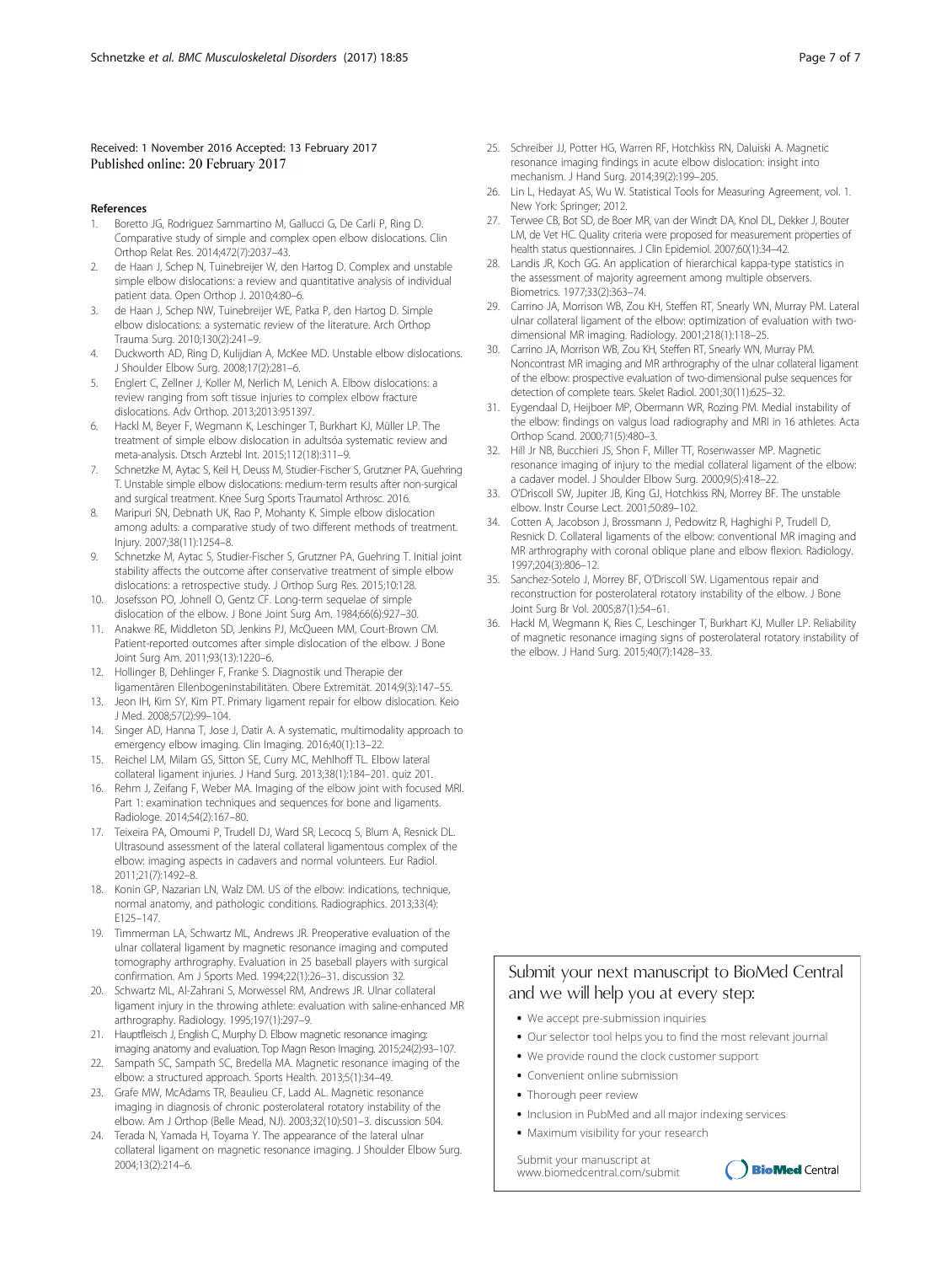Received: 1 November 2016 Accepted: 13 February 2017
Published online: 20 February 2017

## References

1. Boretto JG, Rodriguez Sammartino M, Gallucci G, De Carli P, Ring D. Comparative study of simple and complex open elbow dislocations. Clin Orthop Relat Res. 2014;472(7):2037–43.
2. de Haan J, Schep N, Tuinebreijer W, den Hartog D. Complex and unstable simple elbow dislocations: a review and quantitative analysis of individual patient data. Open Orthop J. 2010;4:80–6.
3. de Haan J, Schep NW, Tuinebreijer WE, Patka P, den Hartog D. Simple elbow dislocations: a systematic review of the literature. Arch Orthop Trauma Surg. 2010;130(2):241–9.
4. Duckworth AD, Ring D, Kulijdian A, McKee MD. Unstable elbow dislocations. J Shoulder Elbow Surg. 2008;17(2):281–6.
5. Englert C, Zellner J, Koller M, Nerlich M, Lenich A. Elbow dislocations: a review ranging from soft tissue injuries to complex elbow fracture dislocations. Adv Orthop. 2013;2013:951397.
6. Hackl M, Beyer F, Wegmann K, Leschinger T, Burkhart KJ, Müller LP. The treatment of simple elbow dislocation in adultsóa systematic review and meta-analysis. Dtsch Arztebl Int. 2015;112(18):311–9.
7. Schnetzke M, Aytac S, Keil H, Deuss M, Studier-Fischer S, Grutzner PA, Guehring T. Unstable simple elbow dislocations: medium-term results after non-surgical and surgical treatment. Knee Surg Sports Traumatol Arthrosc. 2016.
8. Maripuri SN, Debnath UK, Rao P, Mohanty K. Simple elbow dislocation among adults: a comparative study of two different methods of treatment. Injury. 2007;38(11):1254–8.
9. Schnetzke M, Aytac S, Studier-Fischer S, Grutzner PA, Guehring T. Initial joint stability affects the outcome after conservative treatment of simple elbow dislocations: a retrospective study. J Orthop Surg Res. 2015;10:128.
10. Josefsson PO, Johnell O, Gentz CF. Long-term sequelae of simple dislocation of the elbow. J Bone Joint Surg Am. 1984;66(6):927–30.
11. Anakwe RE, Middleton SD, Jenkins PJ, McQueen MM, Court-Brown CM. Patient-reported outcomes after simple dislocation of the elbow. J Bone Joint Surg Am. 2011;93(13):1220–6.
12. Hollinger B, Dehlinger F, Franke S. Diagnostik und Therapie der ligamentären Ellenbogeninstabilitäten. Obere Extremität. 2014;9(3):147–55.
13. Jeon IH, Kim SY, Kim PT. Primary ligament repair for elbow dislocation. Keio J Med. 2008;57(2):99–104.
14. Singer AD, Hanna T, Jose J, Datir A. A systematic, multimodality approach to emergency elbow imaging. Clin Imaging. 2016;40(1):13–22.
15. Reichel LM, Milam GS, Sitton SE, Curry MC, Mehlhoff TL. Elbow lateral collateral ligament injuries. J Hand Surg. 2013;38(1):184–201. quiz 201.
16. Rehm J, Zeifang F, Weber MA. Imaging of the elbow joint with focused MRI. Part 1: examination techniques and sequences for bone and ligaments. Radiologe. 2014;54(2):167–80.
17. Teixeira PA, Omoumi P, Trudell DJ, Ward SR, Lecocq S, Blum A, Resnick DL. Ultrasound assessment of the lateral collateral ligamentous complex of the elbow: imaging aspects in cadavers and normal volunteers. Eur Radiol. 2011;21(7):1492–8.
18. Konin GP, Nazarian LN, Walz DM. US of the elbow: indications, technique, normal anatomy, and pathologic conditions. Radiographics. 2013;33(4): E125–147.
19. Timmerman LA, Schwartz ML, Andrews JR. Preoperative evaluation of the ulnar collateral ligament by magnetic resonance imaging and computed tomography arthrography. Evaluation in 25 baseball players with surgical confirmation. Am J Sports Med. 1994;22(1):26–31. discussion 32.
20. Schwartz ML, Al-Zahrani S, Morwessel RM, Andrews JR. Ulnar collateral ligament injury in the throwing athlete: evaluation with saline-enhanced MR arthrography. Radiology. 1995;197(1):297–9.
21. Hauptfleisch J, English C, Murphy D. Elbow magnetic resonance imaging: imaging anatomy and evaluation. Top Magn Reson Imaging. 2015;24(2):93–107.
22. Sampath SC, Sampath SC, Bredella MA. Magnetic resonance imaging of the elbow: a structured approach. Sports Health. 2013;5(1):34–49.
23. Grafe MW, McAdams TR, Beaulieu CF, Ladd AL. Magnetic resonance imaging in diagnosis of chronic posterolateral rotatory instability of the elbow. Am J Orthop (Belle Mead, NJ). 2003;32(10):501–3. discussion 504.
24. Terada N, Yamada H, Toyama Y. The appearance of the lateral ulnar collateral ligament on magnetic resonance imaging. J Shoulder Elbow Surg. 2004;13(2):214–6.
25. Schreiber JJ, Potter HG, Warren RF, Hotchkiss RN, Daluiski A. Magnetic resonance imaging findings in acute elbow dislocation: insight into mechanism. J Hand Surg. 2014;39(2):199–205.
26. Lin L, Hedayat AS, Wu W. Statistical Tools for Measuring Agreement, vol. 1. New York: Springer; 2012.
27. Terwee CB, Bot SD, de Boer MR, van der Windt DA, Knol DL, Dekker J, Bouter LM, de Vet HC. Quality criteria were proposed for measurement properties of health status questionnaires. J Clin Epidemiol. 2007;60(1):34–42.
28. Landis JR, Koch GG. An application of hierarchical kappa-type statistics in the assessment of majority agreement among multiple observers. Biometrics. 1977;33(2):363–74.
29. Carrino JA, Morrison WB, Zou KH, Steffen RT, Snearly WN, Murray PM. Lateral ulnar collateral ligament of the elbow: optimization of evaluation with two-dimensional MR imaging. Radiology. 2001;218(1):118–25.
30. Carrino JA, Morrison WB, Zou KH, Steffen RT, Snearly WN, Murray PM. Noncontrast MR imaging and MR arthrography of the ulnar collateral ligament of the elbow: prospective evaluation of two-dimensional pulse sequences for detection of complete tears. Skelet Radiol. 2001;30(11):625–32.
31. Eygendaal D, Heijboer MP, Obermann WR, Rozing PM. Medial instability of the elbow: findings on valgus load radiography and MRI in 16 athletes. Acta Orthop Scand. 2000;71(5):480–3.
32. Hill Jr NB, Bucchieri JS, Shon F, Miller TT, Rosenwasser MP. Magnetic resonance imaging of injury to the medial collateral ligament of the elbow: a cadaver model. J Shoulder Elbow Surg. 2000;9(5):418–22.
33. O'Driscoll SW, Jupiter JB, King GJ, Hotchkiss RN, Morrey BF. The unstable elbow. Instr Course Lect. 2001;50:89–102.
34. Cotten A, Jacobson J, Brossmann J, Pedowitz R, Haghighi P, Trudell D, Resnick D. Collateral ligaments of the elbow: conventional MR imaging and MR arthrography with coronal oblique plane and elbow flexion. Radiology. 1997;204(3):806–12.
35. Sanchez-Sotelo J, Morrey BF, O'Driscoll SW. Ligamentous repair and reconstruction for posterolateral rotatory instability of the elbow. J Bone Joint Surg Br Vol. 2005;87(1):54–61.
36. Hackl M, Wegmann K, Ries C, Leschinger T, Burkhart KJ, Muller LP. Reliability of magnetic resonance imaging signs of posterolateral rotatory instability of the elbow. J Hand Surg. 2015;40(7):1428–33.

Submit your next manuscript to BioMed Central and we will help you at every step:

- We accept pre-submission inquiries
- Our selector tool helps you to find the most relevant journal
- We provide round the clock customer support
- Convenient online submission
- Thorough peer review
- Inclusion in PubMed and all major indexing services
- Maximum visibility for your research

Submit your manuscript at
www.biomedcentral.com/submit

BioMed Central